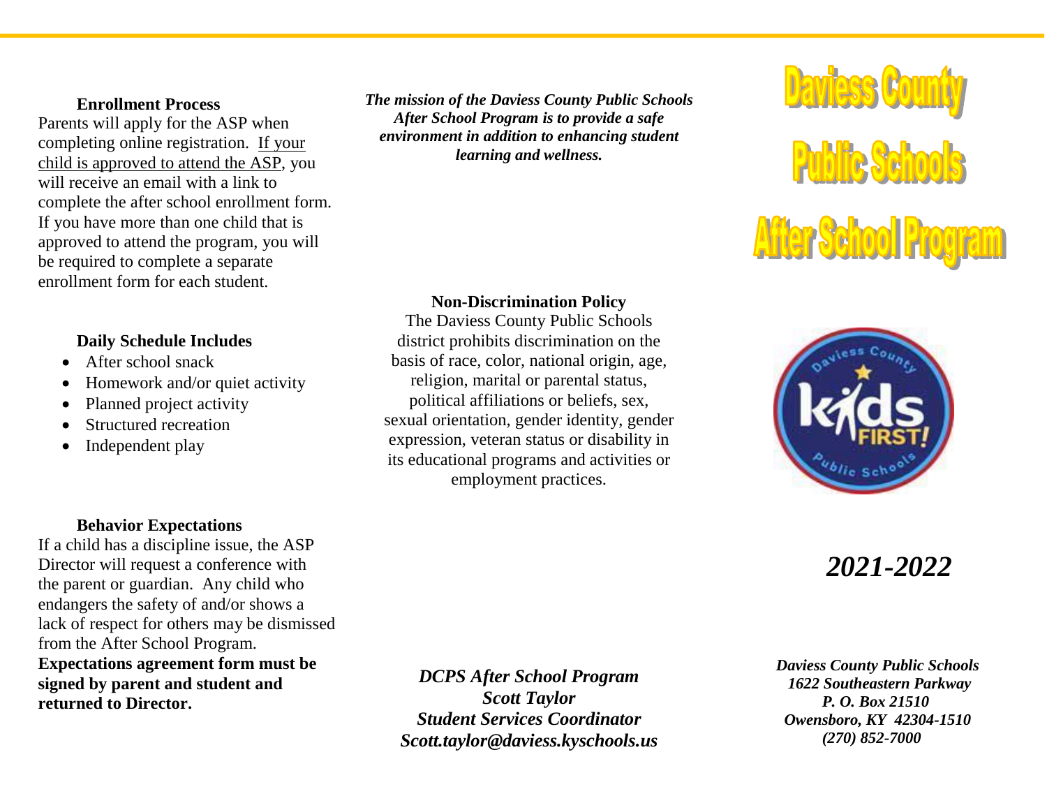### Enrollment Process

Parents will apply for the ASP when completing online registration. <u>If your child is approved to attend the ASP</u>, you will receive an email with a link to complete the after school enrollment form. If you have more than one child that is approved to attend the program, you will be required to complete a separate enrollment form for each student.

### Daily Schedule Includes

- After school snack
- Homework and/or quiet activity
- Planned project activity
- Structured recreation
- Independent play

### Behavior Expectations

If a child has a discipline issue, the ASP Director will request a conference with the parent or guardian. Any child who endangers the safety of and/or shows a lack of respect for others may be dismissed from the After School Program.

**Expectations agreement form must be signed by parent and student and returned to Director.**

***The mission of the Daviess County Public Schools After School Program is to provide a safe environment in addition to enhancing student learning and wellness.***

### Non-Discrimination Policy

The Daviess County Public Schools district prohibits discrimination on the basis of race, color, national origin, age, religion, marital or parental status, political affiliations or beliefs, sex, sexual orientation, gender identity, gender expression, veteran status or disability in its educational programs and activities or employment practices.

***DCPS After School Program***
***Scott Taylor***
***Student Services Coordinator***
***Scott.taylor@daviess.kyschools.us***

# Daviess County Public Schools After School Program

*Daviess County Kids FIRST! Public Schools*

***2021-2022***

***Daviess County Public Schools***
***1622 Southeastern Parkway***
***P. O. Box 21510***
***Owensboro, KY 42304-1510***
***(270) 852-7000***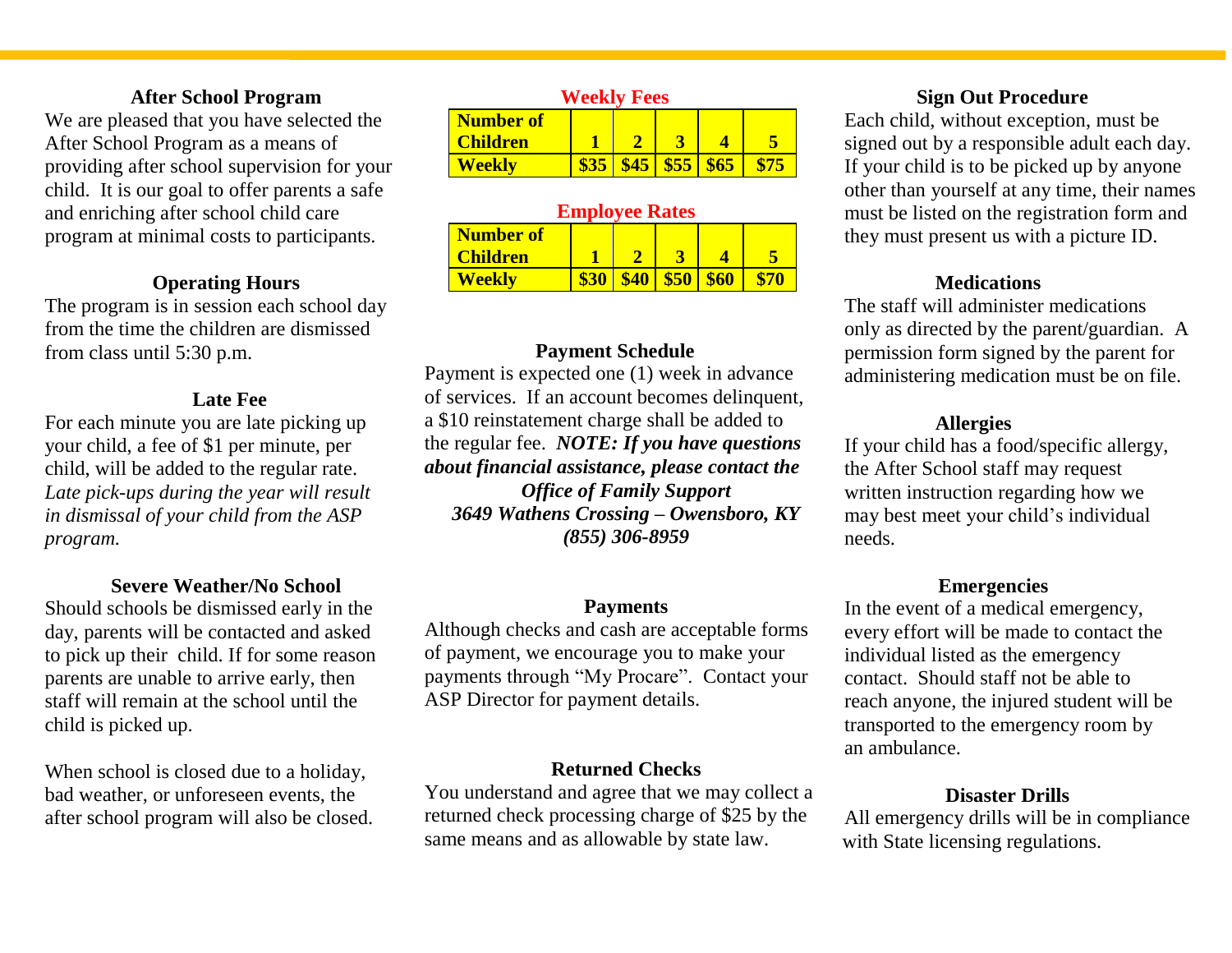## After School Program

We are pleased that you have selected the After School Program as a means of providing after school supervision for your child. It is our goal to offer parents a safe and enriching after school child care program at minimal costs to participants.

## Operating Hours

The program is in session each school day from the time the children are dismissed from class until 5:30 p.m.

## Late Fee

For each minute you are late picking up your child, a fee of $1 per minute, per child, will be added to the regular rate. *Late pick-ups during the year will result in dismissal of your child from the ASP program.*

## Severe Weather/No School

Should schools be dismissed early in the day, parents will be contacted and asked to pick up their child. If for some reason parents are unable to arrive early, then staff will remain at the school until the child is picked up.

When school is closed due to a holiday, bad weather, or unforeseen events, the after school program will also be closed.

## Weekly Fees

| Number of Children | 1 | 2 | 3 | 4 | 5 |
|---|---|---|---|---|---|
| Weekly | $35 | $45 | $55 | $65 | $75 |

## Employee Rates

| Number of Children | 1 | 2 | 3 | 4 | 5 |
|---|---|---|---|---|---|
| Weekly | $30 | $40 | $50 | $60 | $70 |

## Payment Schedule

Payment is expected one (1) week in advance of services. If an account becomes delinquent, a $10 reinstatement charge shall be added to the regular fee. ***NOTE: If you have questions about financial assistance, please contact the Office of Family Support***

***3649 Wathens Crossing – Owensboro, KY***

***(855) 306-8959***

## Payments

Although checks and cash are acceptable forms of payment, we encourage you to make your payments through "My Procare". Contact your ASP Director for payment details.

## Returned Checks

You understand and agree that we may collect a returned check processing charge of $25 by the same means and as allowable by state law.

## Sign Out Procedure

Each child, without exception, must be signed out by a responsible adult each day. If your child is to be picked up by anyone other than yourself at any time, their names must be listed on the registration form and they must present us with a picture ID.

## Medications

The staff will administer medications only as directed by the parent/guardian. A permission form signed by the parent for administering medication must be on file.

## Allergies

If your child has a food/specific allergy, the After School staff may request written instruction regarding how we may best meet your child's individual needs.

## Emergencies

In the event of a medical emergency, every effort will be made to contact the individual listed as the emergency contact. Should staff not be able to reach anyone, the injured student will be transported to the emergency room by an ambulance.

## Disaster Drills

All emergency drills will be in compliance with State licensing regulations.